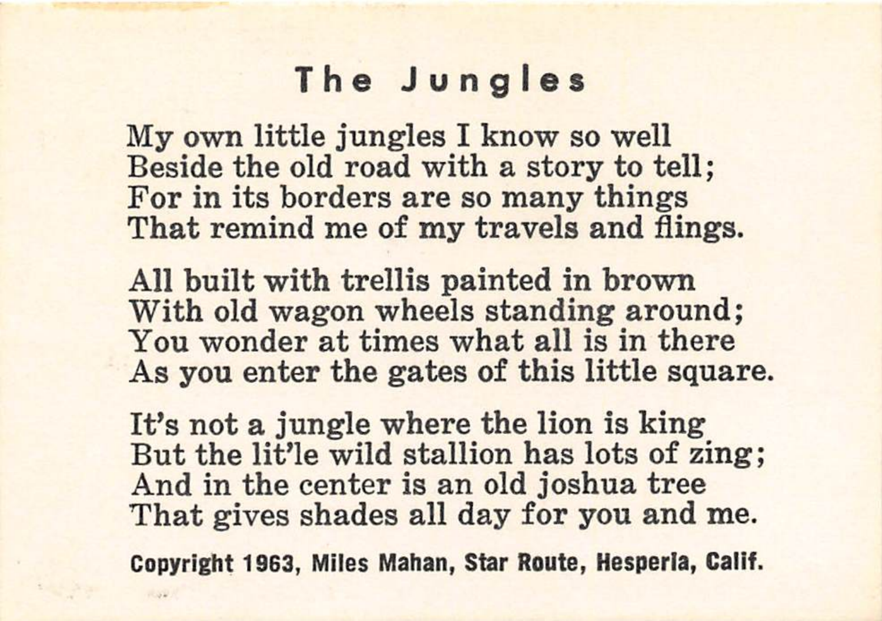# The Jungles

My own little jungles I know so well
Beside the old road with a story to tell;
For in its borders are so many things
That remind me of my travels and flings.

All built with trellis painted in brown
With old wagon wheels standing around;
You wonder at times what all is in there
As you enter the gates of this little square.

It's not a jungle where the lion is king
But the lit'le wild stallion has lots of zing;
And in the center is an old joshua tree
That gives shades all day for you and me.

**Copyright 1963, Miles Mahan, Star Route, Hesperia, Calif.**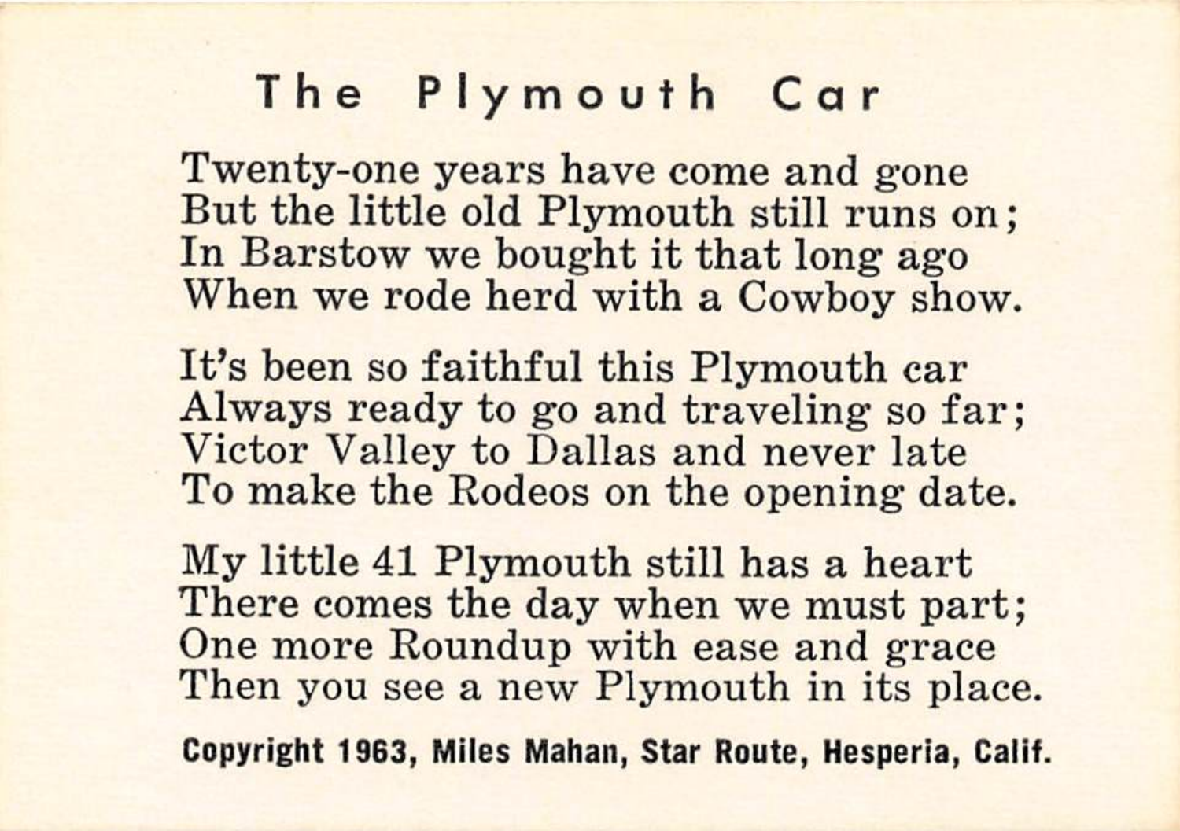# The Plymouth Car

Twenty-one years have come and gone
But the little old Plymouth still runs on;
In Barstow we bought it that long ago
When we rode herd with a Cowboy show.

It's been so faithful this Plymouth car
Always ready to go and traveling so far;
Victor Valley to Dallas and never late
To make the Rodeos on the opening date.

My little 41 Plymouth still has a heart
There comes the day when we must part;
One more Roundup with ease and grace
Then you see a new Plymouth in its place.

**Copyright 1963, Miles Mahan, Star Route, Hesperia, Calif.**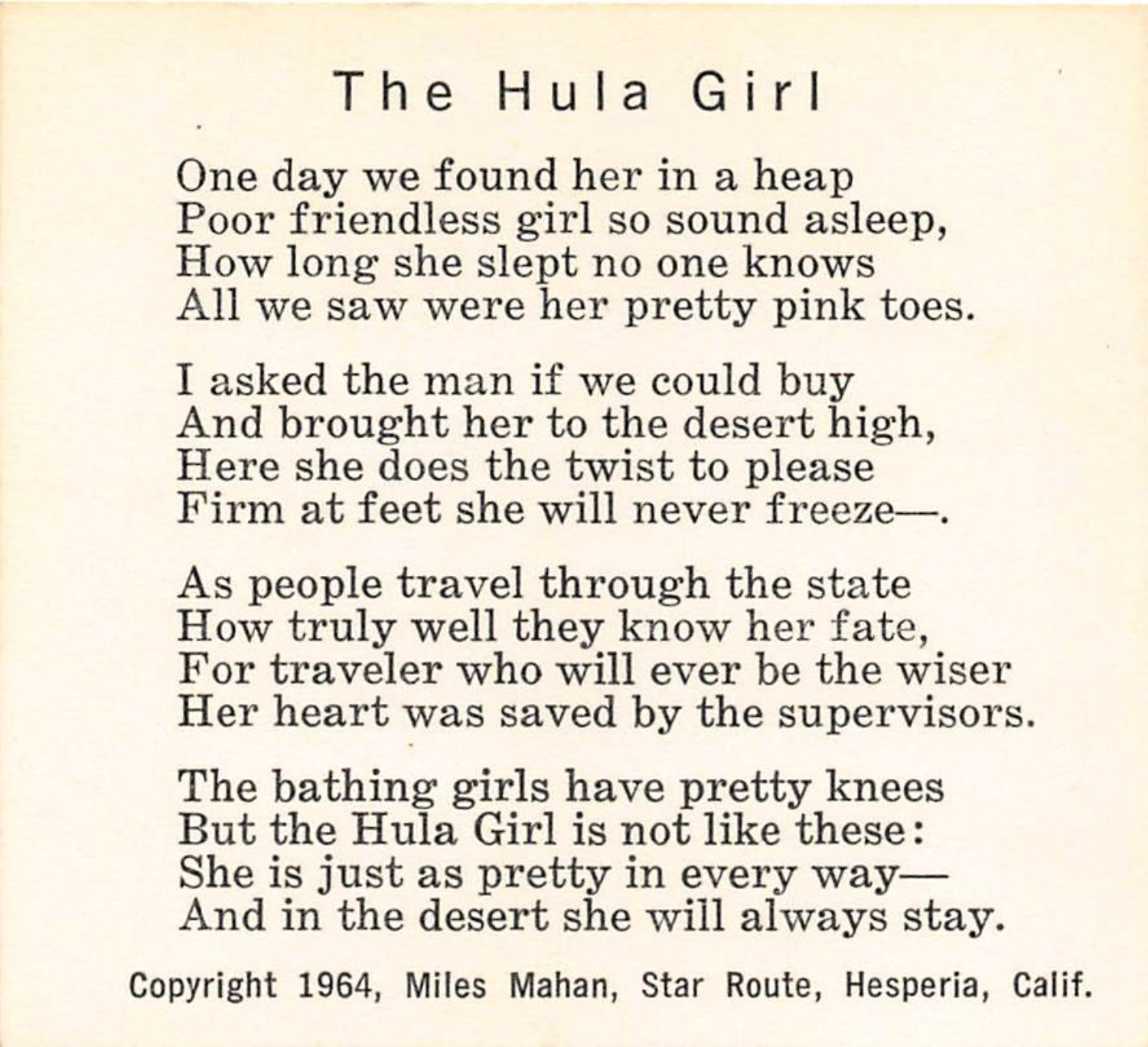# The Hula Girl

One day we found her in a heap
Poor friendless girl so sound asleep,
How long she slept no one knows
All we saw were her pretty pink toes.

I asked the man if we could buy
And brought her to the desert high,
Here she does the twist to please
Firm at feet she will never freeze—.

As people travel through the state
How truly well they know her fate,
For traveler who will ever be the wiser
Her heart was saved by the supervisors.

The bathing girls have pretty knees
But the Hula Girl is not like these:
She is just as pretty in every way—
And in the desert she will always stay.

Copyright 1964, Miles Mahan, Star Route, Hesperia, Calif.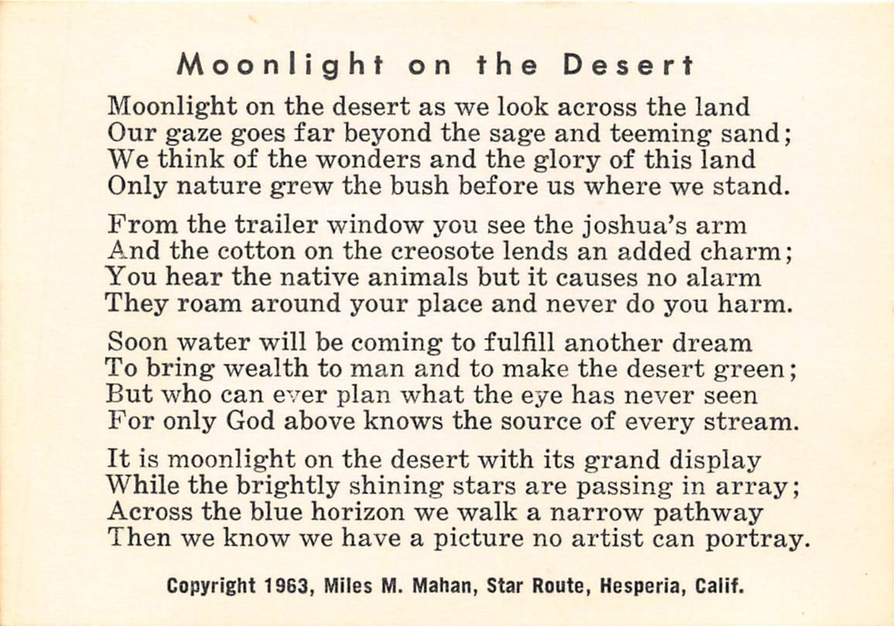# Moonlight on the Desert

Moonlight on the desert as we look across the land  
Our gaze goes far beyond the sage and teeming sand;  
We think of the wonders and the glory of this land  
Only nature grew the bush before us where we stand.

From the trailer window you see the joshua's arm  
And the cotton on the creosote lends an added charm;  
You hear the native animals but it causes no alarm  
They roam around your place and never do you harm.

Soon water will be coming to fulfill another dream  
To bring wealth to man and to make the desert green;  
But who can ever plan what the eye has never seen  
For only God above knows the source of every stream.

It is moonlight on the desert with its grand display  
While the brightly shining stars are passing in array;  
Across the blue horizon we walk a narrow pathway  
Then we know we have a picture no artist can portray.

**Copyright 1963, Miles M. Mahan, Star Route, Hesperia, Calif.**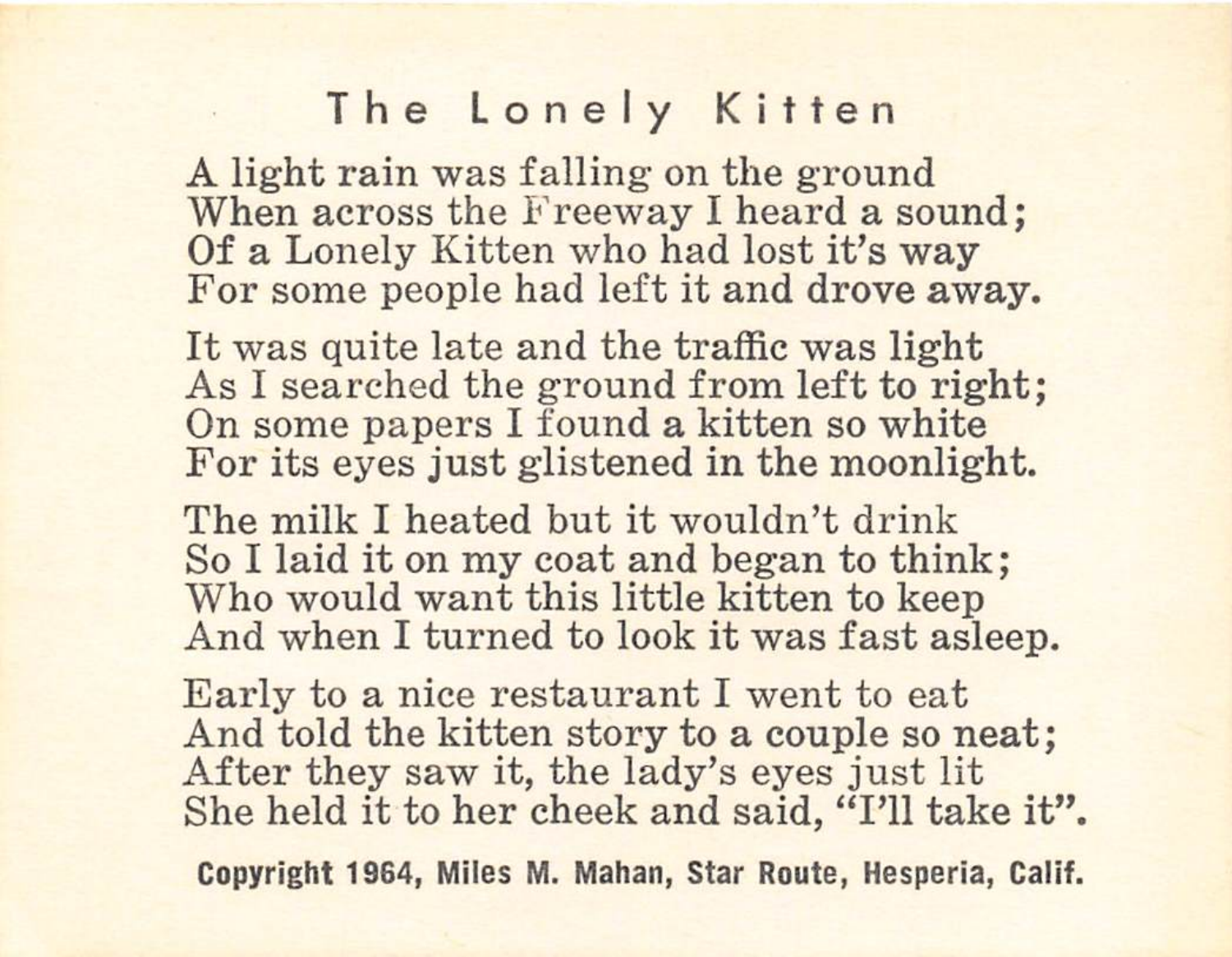# The Lonely Kitten

A light rain was falling on the ground
When across the Freeway I heard a sound;
Of a Lonely Kitten who had lost it's way
For some people had left it and drove away.

It was quite late and the traffic was light
As I searched the ground from left to right;
On some papers I found a kitten so white
For its eyes just glistened in the moonlight.

The milk I heated but it wouldn't drink
So I laid it on my coat and began to think;
Who would want this little kitten to keep
And when I turned to look it was fast asleep.

Early to a nice restaurant I went to eat
And told the kitten story to a couple so neat;
After they saw it, the lady's eyes just lit
She held it to her cheek and said, "I'll take it".

**Copyright 1964, Miles M. Mahan, Star Route, Hesperia, Calif.**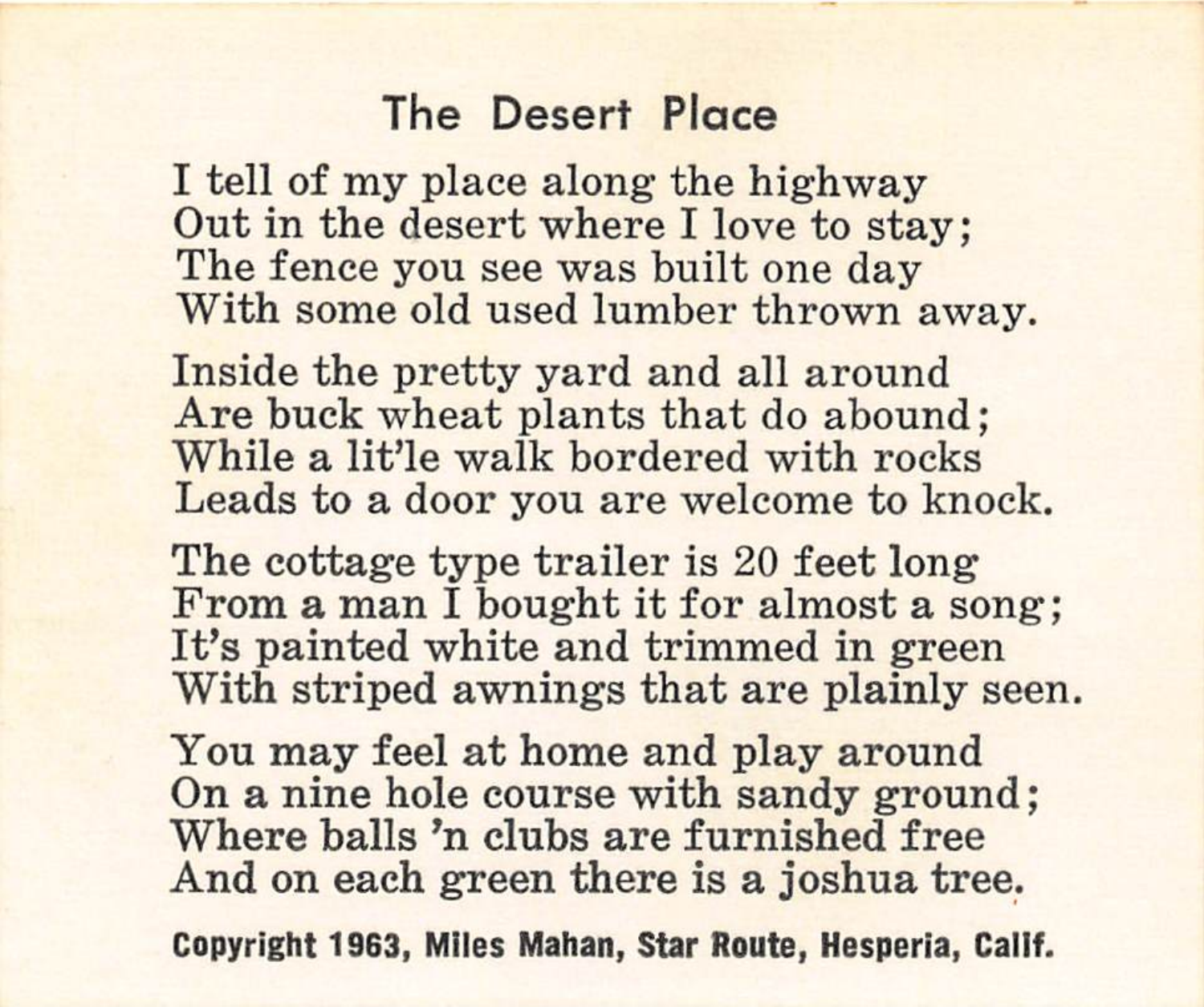# The Desert Place

I tell of my place along the highway
Out in the desert where I love to stay;
The fence you see was built one day
With some old used lumber thrown away.

Inside the pretty yard and all around
Are buck wheat plants that do abound;
While a lit'le walk bordered with rocks
Leads to a door you are welcome to knock.

The cottage type trailer is 20 feet long
From a man I bought it for almost a song;
It's painted white and trimmed in green
With striped awnings that are plainly seen.

You may feel at home and play around
On a nine hole course with sandy ground;
Where balls 'n clubs are furnished free
And on each green there is a joshua tree.

**Copyright 1963, Miles Mahan, Star Route, Hesperia, Calif.**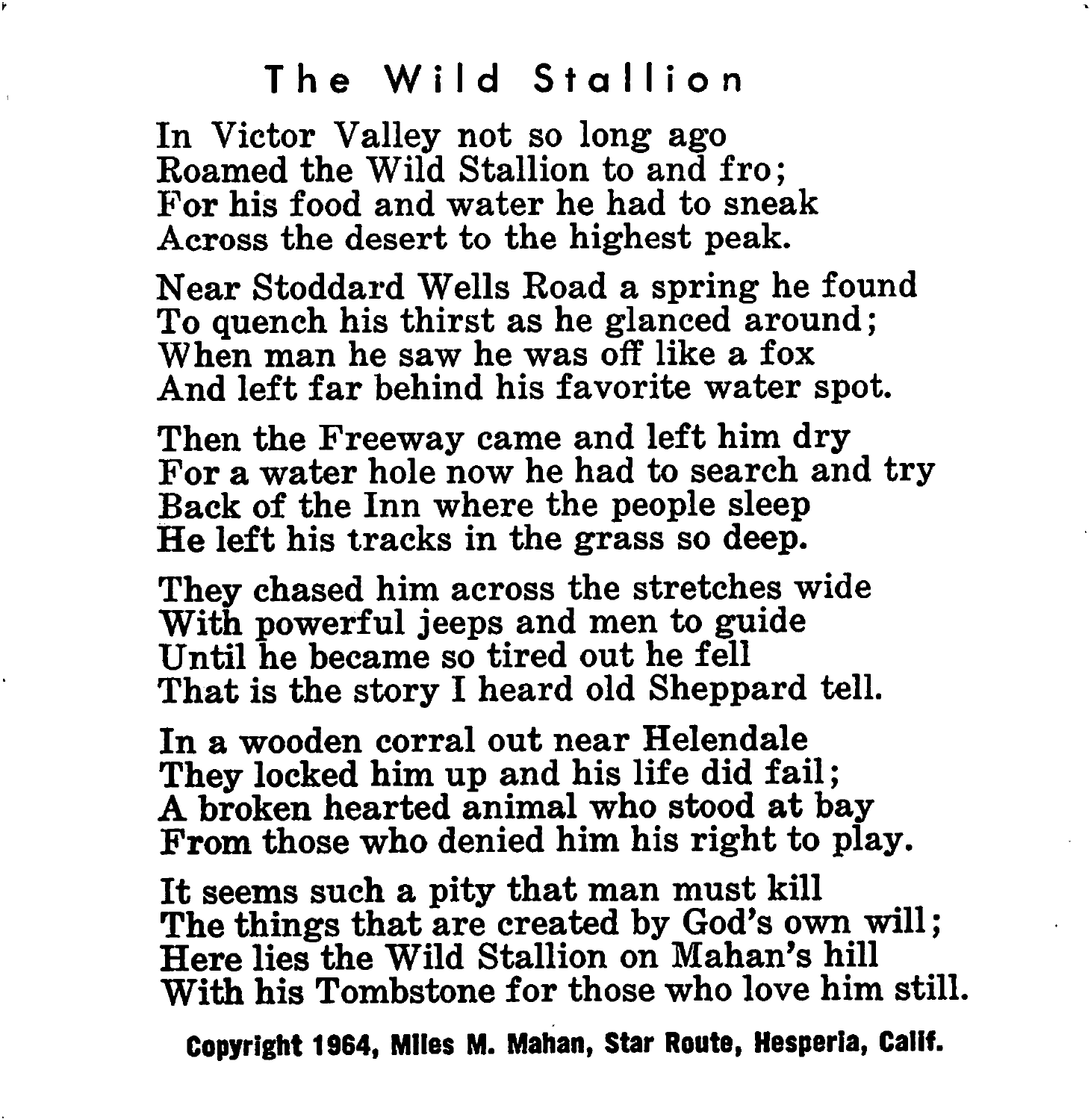# The Wild Stallion

In Victor Valley not so long ago
Roamed the Wild Stallion to and fro;
For his food and water he had to sneak
Across the desert to the highest peak.

Near Stoddard Wells Road a spring he found
To quench his thirst as he glanced around;
When man he saw he was off like a fox
And left far behind his favorite water spot.

Then the Freeway came and left him dry
For a water hole now he had to search and try
Back of the Inn where the people sleep
He left his tracks in the grass so deep.

They chased him across the stretches wide
With powerful jeeps and men to guide
Until he became so tired out he fell
That is the story I heard old Sheppard tell.

In a wooden corral out near Helendale
They locked him up and his life did fail;
A broken hearted animal who stood at bay
From those who denied him his right to play.

It seems such a pity that man must kill
The things that are created by God's own will;
Here lies the Wild Stallion on Mahan's hill
With his Tombstone for those who love him still.

**Copyright 1964, Miles M. Mahan, Star Route, Hesperia, Calif.**